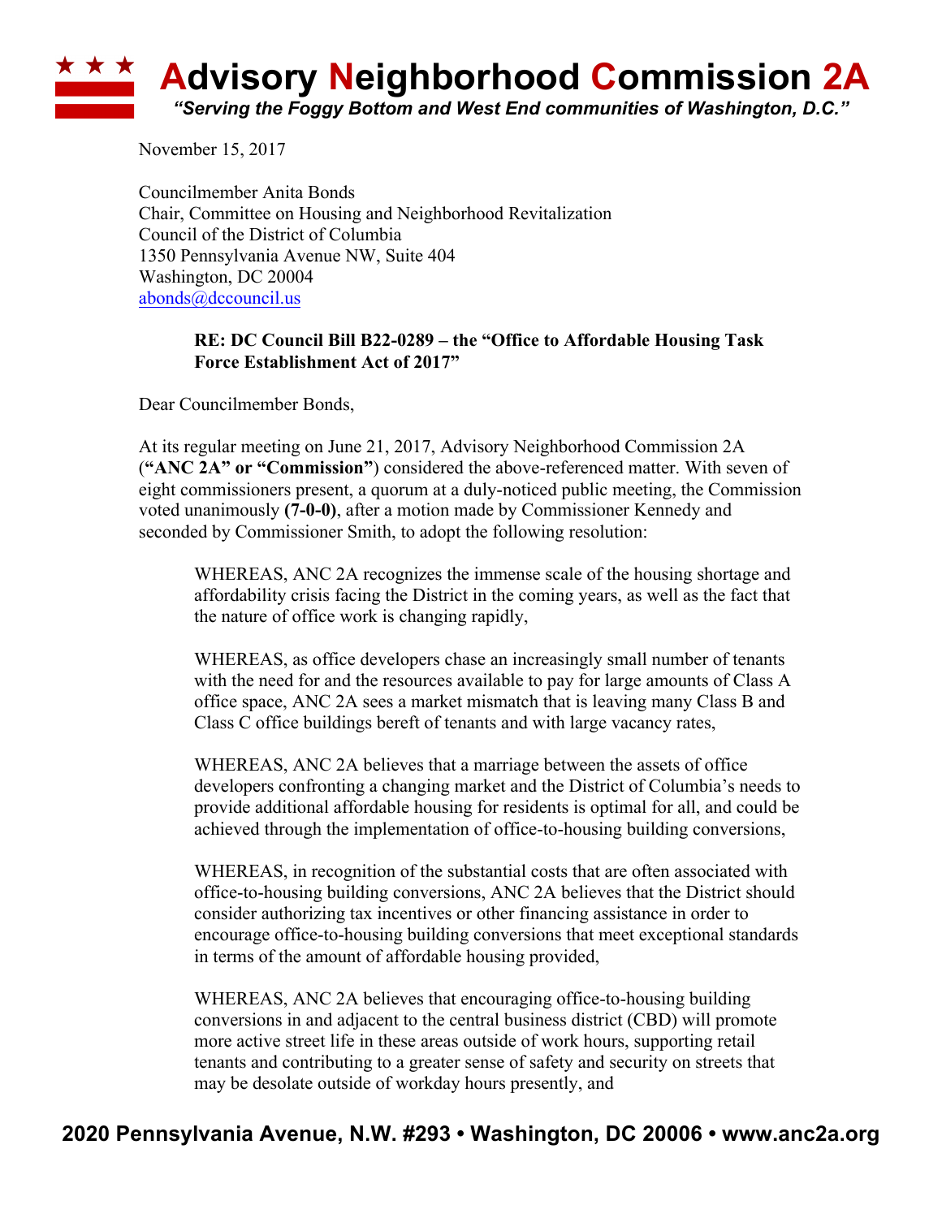# Advisory Neighborhood Commission 2A

*"Serving the Foggy Bottom and West End communities of Washington, D.C."*

November 15, 2017

Councilmember Anita Bonds
Chair, Committee on Housing and Neighborhood Revitalization
Council of the District of Columbia
1350 Pennsylvania Avenue NW, Suite 404
Washington, DC 20004
abonds@dccouncil.us

**RE: DC Council Bill B22-0289 – the "Office to Affordable Housing Task Force Establishment Act of 2017"**

Dear Councilmember Bonds,

At its regular meeting on June 21, 2017, Advisory Neighborhood Commission 2A (**"ANC 2A" or "Commission"**) considered the above-referenced matter. With seven of eight commissioners present, a quorum at a duly-noticed public meeting, the Commission voted unanimously **(7-0-0)**, after a motion made by Commissioner Kennedy and seconded by Commissioner Smith, to adopt the following resolution:

> WHEREAS, ANC 2A recognizes the immense scale of the housing shortage and affordability crisis facing the District in the coming years, as well as the fact that the nature of office work is changing rapidly,
>
> WHEREAS, as office developers chase an increasingly small number of tenants with the need for and the resources available to pay for large amounts of Class A office space, ANC 2A sees a market mismatch that is leaving many Class B and Class C office buildings bereft of tenants and with large vacancy rates,
>
> WHEREAS, ANC 2A believes that a marriage between the assets of office developers confronting a changing market and the District of Columbia's needs to provide additional affordable housing for residents is optimal for all, and could be achieved through the implementation of office-to-housing building conversions,
>
> WHEREAS, in recognition of the substantial costs that are often associated with office-to-housing building conversions, ANC 2A believes that the District should consider authorizing tax incentives or other financing assistance in order to encourage office-to-housing building conversions that meet exceptional standards in terms of the amount of affordable housing provided,
>
> WHEREAS, ANC 2A believes that encouraging office-to-housing building conversions in and adjacent to the central business district (CBD) will promote more active street life in these areas outside of work hours, supporting retail tenants and contributing to a greater sense of safety and security on streets that may be desolate outside of workday hours presently, and

**2020 Pennsylvania Avenue, N.W. #293 • Washington, DC 20006 • www.anc2a.org**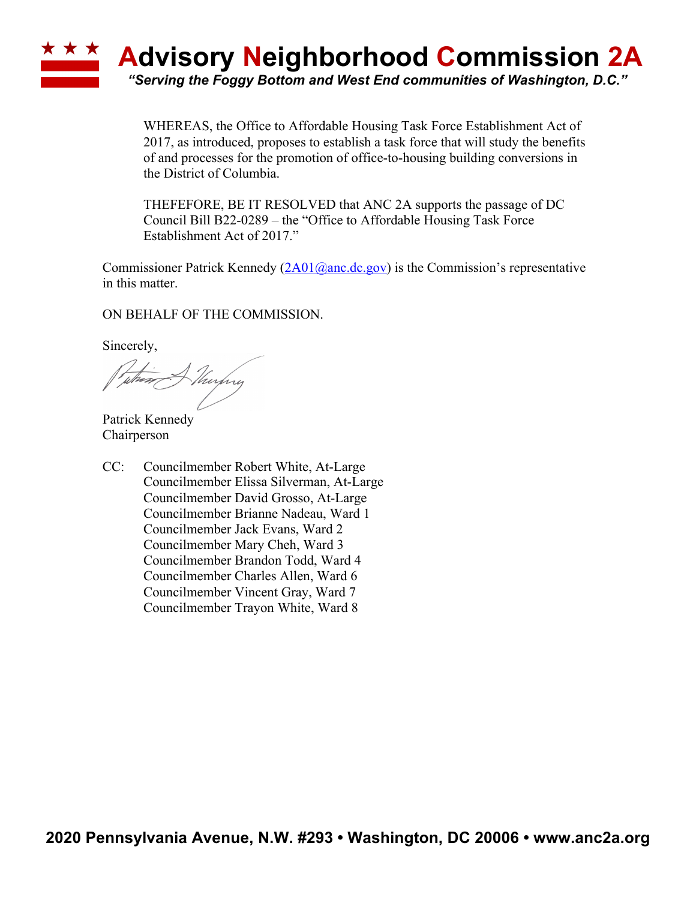WHEREAS, the Office to Affordable Housing Task Force Establishment Act of 2017, as introduced, proposes to establish a task force that will study the benefits of and processes for the promotion of office-to-housing building conversions in the District of Columbia.

THEFEFORE, BE IT RESOLVED that ANC 2A supports the passage of DC Council Bill B22-0289 – the "Office to Affordable Housing Task Force Establishment Act of 2017."

Commissioner Patrick Kennedy (2A01@anc.dc.gov) is the Commission's representative in this matter.

ON BEHALF OF THE COMMISSION.

Sincerely,

Patrick Kennedy
Chairperson

CC: Councilmember Robert White, At-Large
Councilmember Elissa Silverman, At-Large
Councilmember David Grosso, At-Large
Councilmember Brianne Nadeau, Ward 1
Councilmember Jack Evans, Ward 2
Councilmember Mary Cheh, Ward 3
Councilmember Brandon Todd, Ward 4
Councilmember Charles Allen, Ward 6
Councilmember Vincent Gray, Ward 7
Councilmember Trayon White, Ward 8